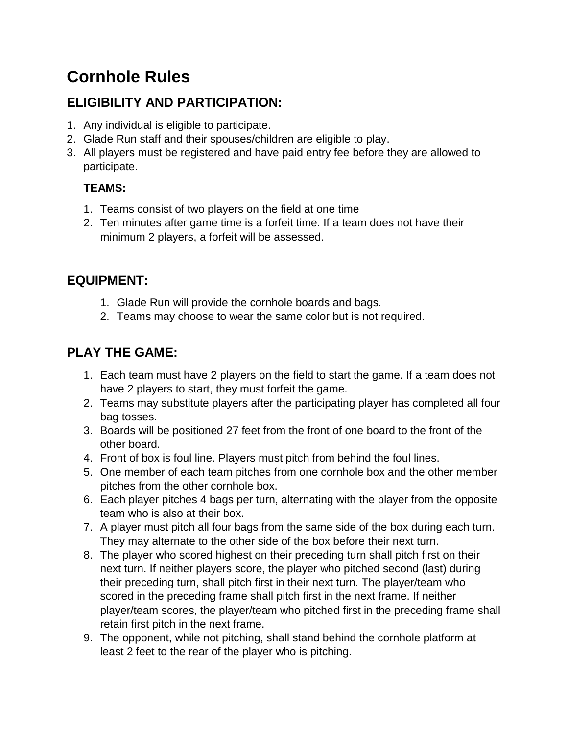# Cornhole Rules

## ELIGIBILITY AND PARTICIPATION:

1. Any individual is eligible to participate.
2. Glade Run staff and their spouses/children are eligible to play.
3. All players must be registered and have paid entry fee before they are allowed to participate.

### TEAMS:

1. Teams consist of two players on the field at one time
2. Ten minutes after game time is a forfeit time. If a team does not have their minimum 2 players, a forfeit will be assessed.

## EQUIPMENT:

1. Glade Run will provide the cornhole boards and bags.
2. Teams may choose to wear the same color but is not required.

## PLAY THE GAME:

1. Each team must have 2 players on the field to start the game. If a team does not have 2 players to start, they must forfeit the game.
2. Teams may substitute players after the participating player has completed all four bag tosses.
3. Boards will be positioned 27 feet from the front of one board to the front of the other board.
4. Front of box is foul line. Players must pitch from behind the foul lines.
5. One member of each team pitches from one cornhole box and the other member pitches from the other cornhole box.
6. Each player pitches 4 bags per turn, alternating with the player from the opposite team who is also at their box.
7. A player must pitch all four bags from the same side of the box during each turn. They may alternate to the other side of the box before their next turn.
8. The player who scored highest on their preceding turn shall pitch first on their next turn. If neither players score, the player who pitched second (last) during their preceding turn, shall pitch first in their next turn. The player/team who scored in the preceding frame shall pitch first in the next frame. If neither player/team scores, the player/team who pitched first in the preceding frame shall retain first pitch in the next frame.
9. The opponent, while not pitching, shall stand behind the cornhole platform at least 2 feet to the rear of the player who is pitching.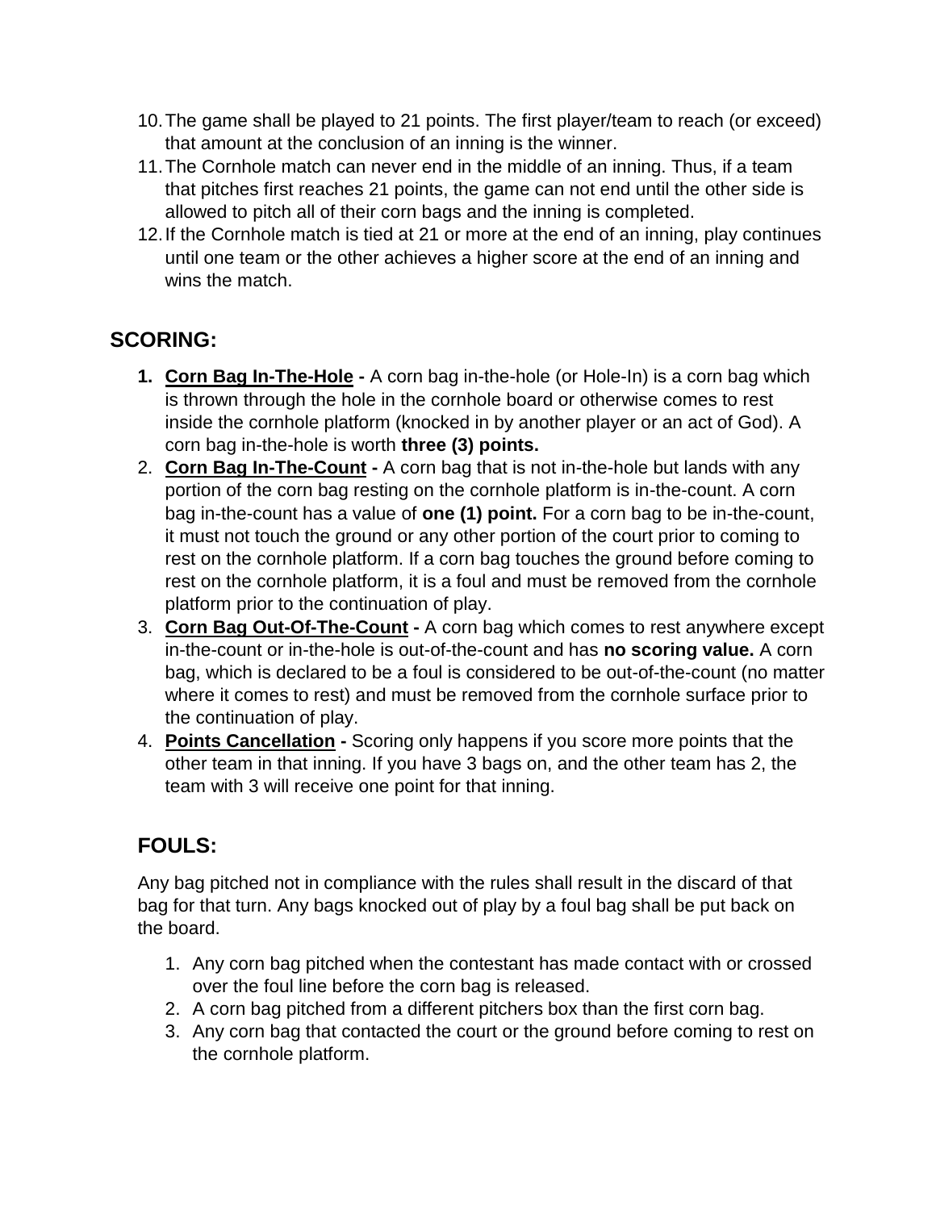10. The game shall be played to 21 points. The first player/team to reach (or exceed) that amount at the conclusion of an inning is the winner.
11. The Cornhole match can never end in the middle of an inning. Thus, if a team that pitches first reaches 21 points, the game can not end until the other side is allowed to pitch all of their corn bags and the inning is completed.
12. If the Cornhole match is tied at 21 or more at the end of an inning, play continues until one team or the other achieves a higher score at the end of an inning and wins the match.

## SCORING:

1. **Corn Bag In-The-Hole -** A corn bag in-the-hole (or Hole-In) is a corn bag which is thrown through the hole in the cornhole board or otherwise comes to rest inside the cornhole platform (knocked in by another player or an act of God). A corn bag in-the-hole is worth **three (3) points.**
2. **Corn Bag In-The-Count -** A corn bag that is not in-the-hole but lands with any portion of the corn bag resting on the cornhole platform is in-the-count. A corn bag in-the-count has a value of **one (1) point.** For a corn bag to be in-the-count, it must not touch the ground or any other portion of the court prior to coming to rest on the cornhole platform. If a corn bag touches the ground before coming to rest on the cornhole platform, it is a foul and must be removed from the cornhole platform prior to the continuation of play.
3. **Corn Bag Out-Of-The-Count -** A corn bag which comes to rest anywhere except in-the-count or in-the-hole is out-of-the-count and has **no scoring value.** A corn bag, which is declared to be a foul is considered to be out-of-the-count (no matter where it comes to rest) and must be removed from the cornhole surface prior to the continuation of play.
4. **Points Cancellation -** Scoring only happens if you score more points that the other team in that inning. If you have 3 bags on, and the other team has 2, the team with 3 will receive one point for that inning.

## FOULS:

Any bag pitched not in compliance with the rules shall result in the discard of that bag for that turn. Any bags knocked out of play by a foul bag shall be put back on the board.

1. Any corn bag pitched when the contestant has made contact with or crossed over the foul line before the corn bag is released.
2. A corn bag pitched from a different pitchers box than the first corn bag.
3. Any corn bag that contacted the court or the ground before coming to rest on the cornhole platform.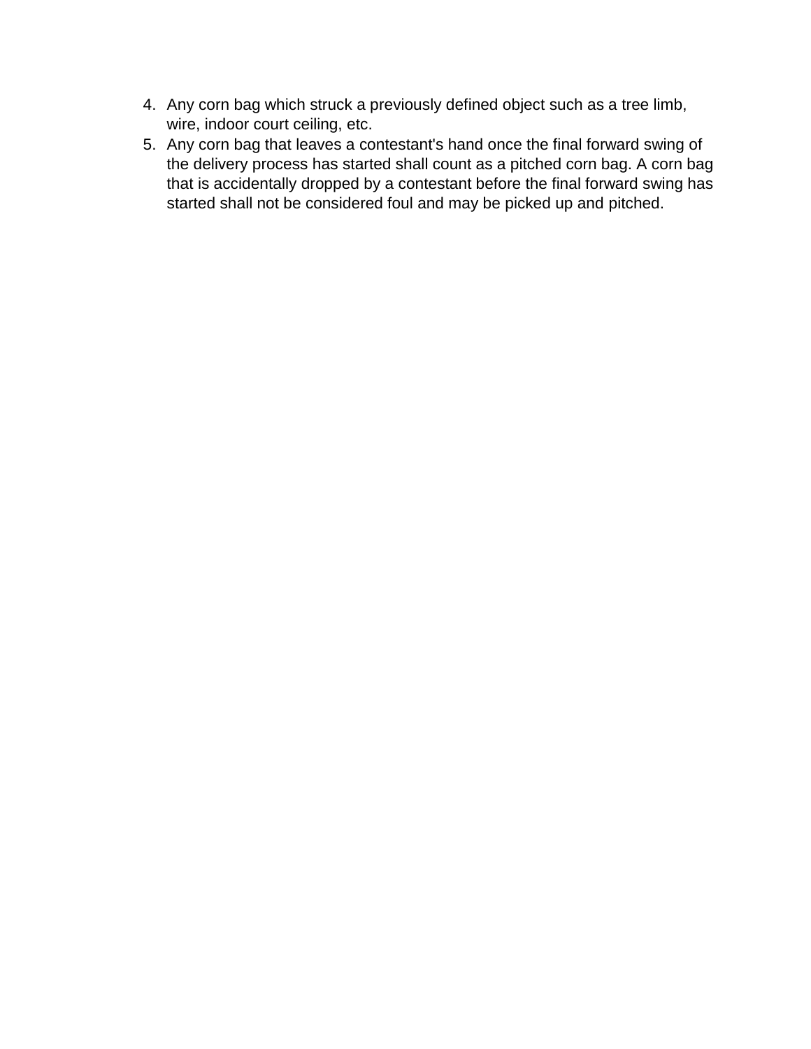4. Any corn bag which struck a previously defined object such as a tree limb, wire, indoor court ceiling, etc.
5. Any corn bag that leaves a contestant's hand once the final forward swing of the delivery process has started shall count as a pitched corn bag. A corn bag that is accidentally dropped by a contestant before the final forward swing has started shall not be considered foul and may be picked up and pitched.